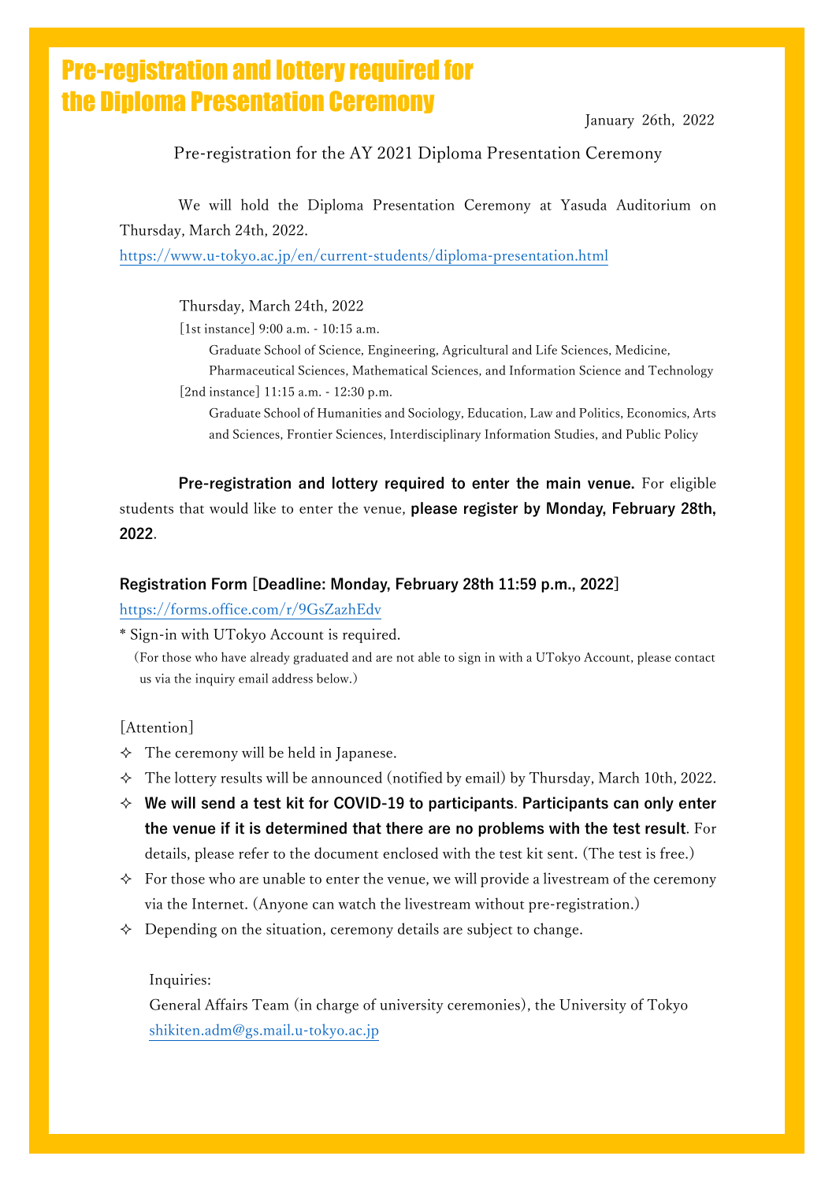# Pre-registration and lottery required for the Diploma Presentation Ceremony

January 26th, 2022

Pre-registration for the AY 2021 Diploma Presentation Ceremony

We will hold the Diploma Presentation Ceremony at Yasuda Auditorium on Thursday, March 24th, 2022.
https://www.u-tokyo.ac.jp/en/current-students/diploma-presentation.html

Thursday, March 24th, 2022

[1st instance] 9:00 a.m. - 10:15 a.m.
Graduate School of Science, Engineering, Agricultural and Life Sciences, Medicine, Pharmaceutical Sciences, Mathematical Sciences, and Information Science and Technology

[2nd instance] 11:15 a.m. - 12:30 p.m.
Graduate School of Humanities and Sociology, Education, Law and Politics, Economics, Arts and Sciences, Frontier Sciences, Interdisciplinary Information Studies, and Public Policy

**Pre-registration and lottery required to enter the main venue.** For eligible students that would like to enter the venue, **please register by Monday, February 28th, 2022**.

**Registration Form [Deadline: Monday, February 28th 11:59 p.m., 2022]**
https://forms.office.com/r/9GsZazhEdv

* Sign-in with UTokyo Account is required.
(For those who have already graduated and are not able to sign in with a UTokyo Account, please contact us via the inquiry email address below.)

[Attention]

- The ceremony will be held in Japanese.
- The lottery results will be announced (notified by email) by Thursday, March 10th, 2022.
- **We will send a test kit for COVID-19 to participants**. **Participants can only enter the venue if it is determined that there are no problems with the test result**. For details, please refer to the document enclosed with the test kit sent. (The test is free.)
- For those who are unable to enter the venue, we will provide a livestream of the ceremony via the Internet. (Anyone can watch the livestream without pre-registration.)
- Depending on the situation, ceremony details are subject to change.

Inquiries:
General Affairs Team (in charge of university ceremonies), the University of Tokyo
shikiten.adm@gs.mail.u-tokyo.ac.jp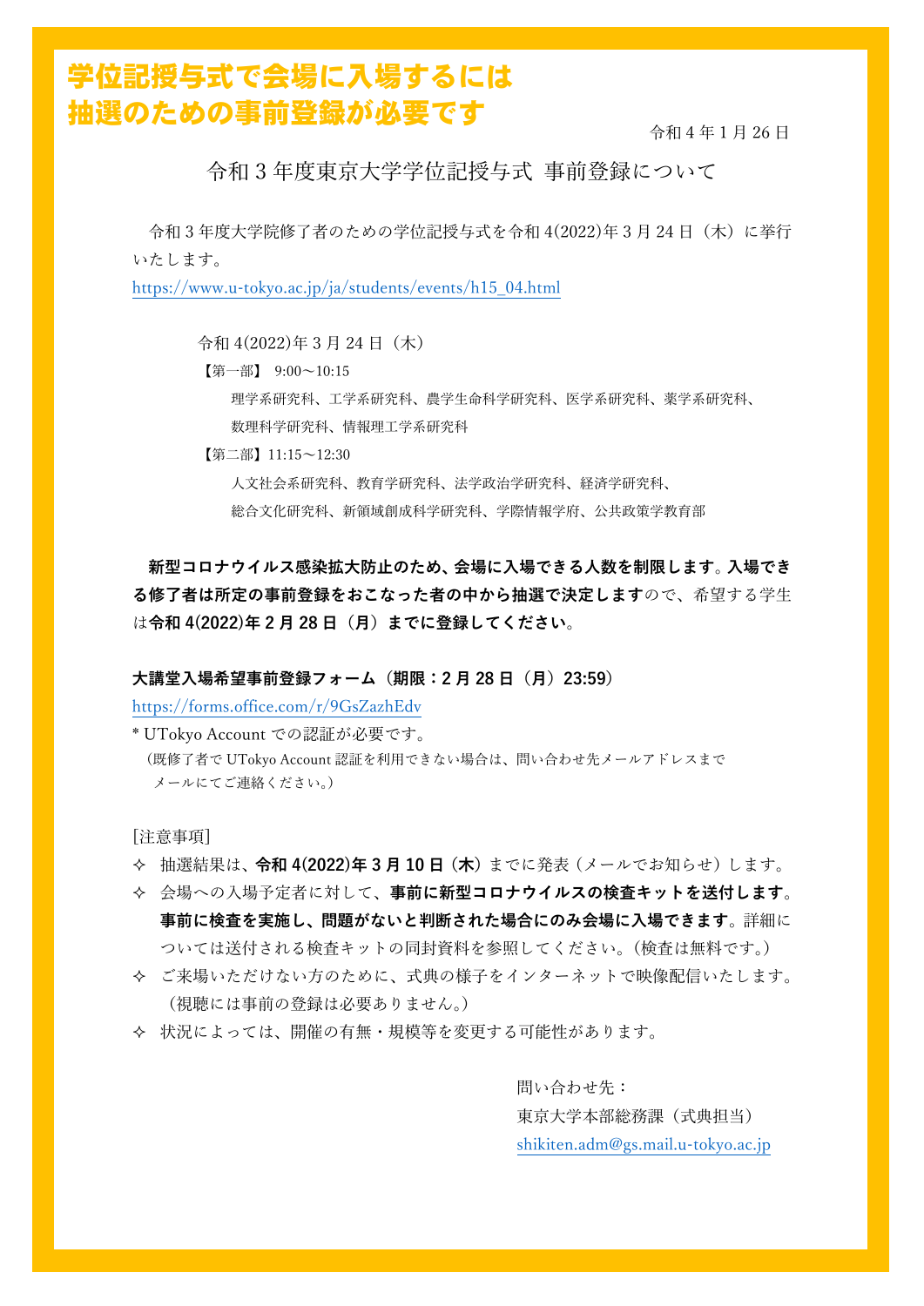# 学位記授与式で会場に入場するには
# 抽選のための事前登録が必要です

令和 4 年 1 月 26 日

## 令和 3 年度東京大学学位記授与式 事前登録について

令和 3 年度大学院修了者のための学位記授与式を令和 4(2022)年 3 月 24 日（木）に挙行いたします。

https://www.u-tokyo.ac.jp/ja/students/events/h15_04.html

令和 4(2022)年 3 月 24 日（木）

【第一部】 9:00～10:15

理学系研究科、工学系研究科、農学生命科学研究科、医学系研究科、薬学系研究科、数理科学研究科、情報理工学系研究科

【第二部】11:15～12:30

人文社会系研究科、教育学研究科、法学政治学研究科、経済学研究科、総合文化研究科、新領域創成科学研究科、学際情報学府、公共政策学教育部

**新型コロナウイルス感染拡大防止のため、会場に入場できる人数を制限します。入場できる修了者は所定の事前登録をおこなった者の中から抽選で決定します**ので、希望する学生は**令和 4(2022)年 2 月 28 日（月）までに登録してください。**

**大講堂入場希望事前登録フォーム（期限：2 月 28 日（月）23:59）**

https://forms.office.com/r/9GsZazhEdv

\* UTokyo Account での認証が必要です。

（既修了者で UTokyo Account 認証を利用できない場合は、問い合わせ先メールアドレスまでメールにてご連絡ください。）

[注意事項]

- ✧ 抽選結果は、**令和 4(2022)年 3 月 10 日（木）**までに発表（メールでお知らせ）します。
- ✧ 会場への入場予定者に対して、**事前に新型コロナウイルスの検査キットを送付します。事前に検査を実施し、問題がないと判断された場合にのみ会場に入場できます。**詳細については送付される検査キットの同封資料を参照してください。（検査は無料です。）
- ✧ ご来場いただけない方のために、式典の様子をインターネットで映像配信いたします。（視聴には事前の登録は必要ありません。）
- ✧ 状況によっては、開催の有無・規模等を変更する可能性があります。

問い合わせ先：
東京大学本部総務課（式典担当）
shikiten.adm@gs.mail.u-tokyo.ac.jp